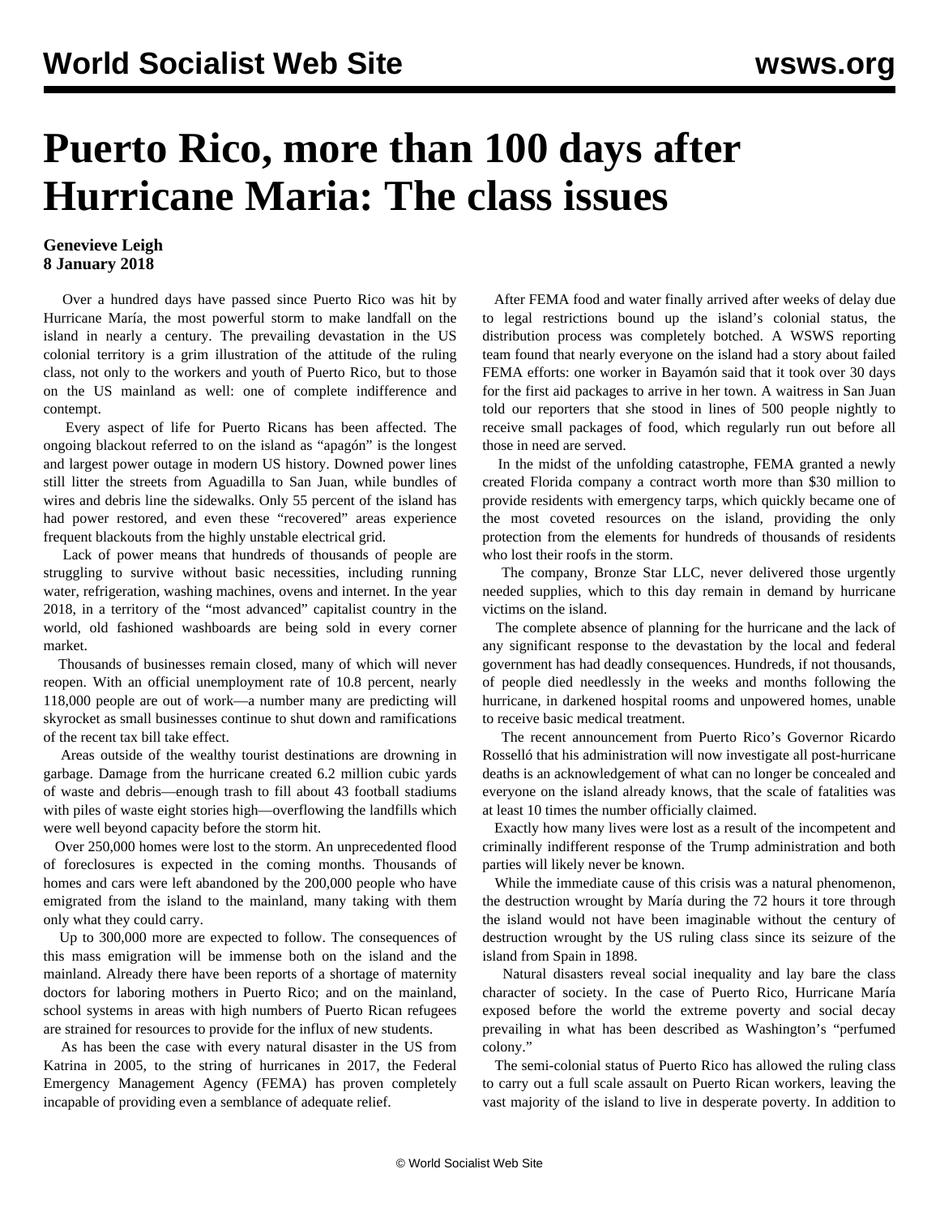# Puerto Rico, more than 100 days after Hurricane Maria: The class issues

**Genevieve Leigh**
**8 January 2018**

Over a hundred days have passed since Puerto Rico was hit by Hurricane María, the most powerful storm to make landfall on the island in nearly a century. The prevailing devastation in the US colonial territory is a grim illustration of the attitude of the ruling class, not only to the workers and youth of Puerto Rico, but to those on the US mainland as well: one of complete indifference and contempt.

Every aspect of life for Puerto Ricans has been affected. The ongoing blackout referred to on the island as "apagón" is the longest and largest power outage in modern US history. Downed power lines still litter the streets from Aguadilla to San Juan, while bundles of wires and debris line the sidewalks. Only 55 percent of the island has had power restored, and even these "recovered" areas experience frequent blackouts from the highly unstable electrical grid.

Lack of power means that hundreds of thousands of people are struggling to survive without basic necessities, including running water, refrigeration, washing machines, ovens and internet. In the year 2018, in a territory of the "most advanced" capitalist country in the world, old fashioned washboards are being sold in every corner market.

Thousands of businesses remain closed, many of which will never reopen. With an official unemployment rate of 10.8 percent, nearly 118,000 people are out of work—a number many are predicting will skyrocket as small businesses continue to shut down and ramifications of the recent tax bill take effect.

Areas outside of the wealthy tourist destinations are drowning in garbage. Damage from the hurricane created 6.2 million cubic yards of waste and debris—enough trash to fill about 43 football stadiums with piles of waste eight stories high—overflowing the landfills which were well beyond capacity before the storm hit.

Over 250,000 homes were lost to the storm. An unprecedented flood of foreclosures is expected in the coming months. Thousands of homes and cars were left abandoned by the 200,000 people who have emigrated from the island to the mainland, many taking with them only what they could carry.

Up to 300,000 more are expected to follow. The consequences of this mass emigration will be immense both on the island and the mainland. Already there have been reports of a shortage of maternity doctors for laboring mothers in Puerto Rico; and on the mainland, school systems in areas with high numbers of Puerto Rican refugees are strained for resources to provide for the influx of new students.

As has been the case with every natural disaster in the US from Katrina in 2005, to the string of hurricanes in 2017, the Federal Emergency Management Agency (FEMA) has proven completely incapable of providing even a semblance of adequate relief.

After FEMA food and water finally arrived after weeks of delay due to legal restrictions bound up the island's colonial status, the distribution process was completely botched. A WSWS reporting team found that nearly everyone on the island had a story about failed FEMA efforts: one worker in Bayamón said that it took over 30 days for the first aid packages to arrive in her town. A waitress in San Juan told our reporters that she stood in lines of 500 people nightly to receive small packages of food, which regularly run out before all those in need are served.

In the midst of the unfolding catastrophe, FEMA granted a newly created Florida company a contract worth more than $30 million to provide residents with emergency tarps, which quickly became one of the most coveted resources on the island, providing the only protection from the elements for hundreds of thousands of residents who lost their roofs in the storm.

The company, Bronze Star LLC, never delivered those urgently needed supplies, which to this day remain in demand by hurricane victims on the island.

The complete absence of planning for the hurricane and the lack of any significant response to the devastation by the local and federal government has had deadly consequences. Hundreds, if not thousands, of people died needlessly in the weeks and months following the hurricane, in darkened hospital rooms and unpowered homes, unable to receive basic medical treatment.

The recent announcement from Puerto Rico's Governor Ricardo Rosselló that his administration will now investigate all post-hurricane deaths is an acknowledgement of what can no longer be concealed and everyone on the island already knows, that the scale of fatalities was at least 10 times the number officially claimed.

Exactly how many lives were lost as a result of the incompetent and criminally indifferent response of the Trump administration and both parties will likely never be known.

While the immediate cause of this crisis was a natural phenomenon, the destruction wrought by María during the 72 hours it tore through the island would not have been imaginable without the century of destruction wrought by the US ruling class since its seizure of the island from Spain in 1898.

Natural disasters reveal social inequality and lay bare the class character of society. In the case of Puerto Rico, Hurricane María exposed before the world the extreme poverty and social decay prevailing in what has been described as Washington's "perfumed colony."

The semi-colonial status of Puerto Rico has allowed the ruling class to carry out a full scale assault on Puerto Rican workers, leaving the vast majority of the island to live in desperate poverty. In addition to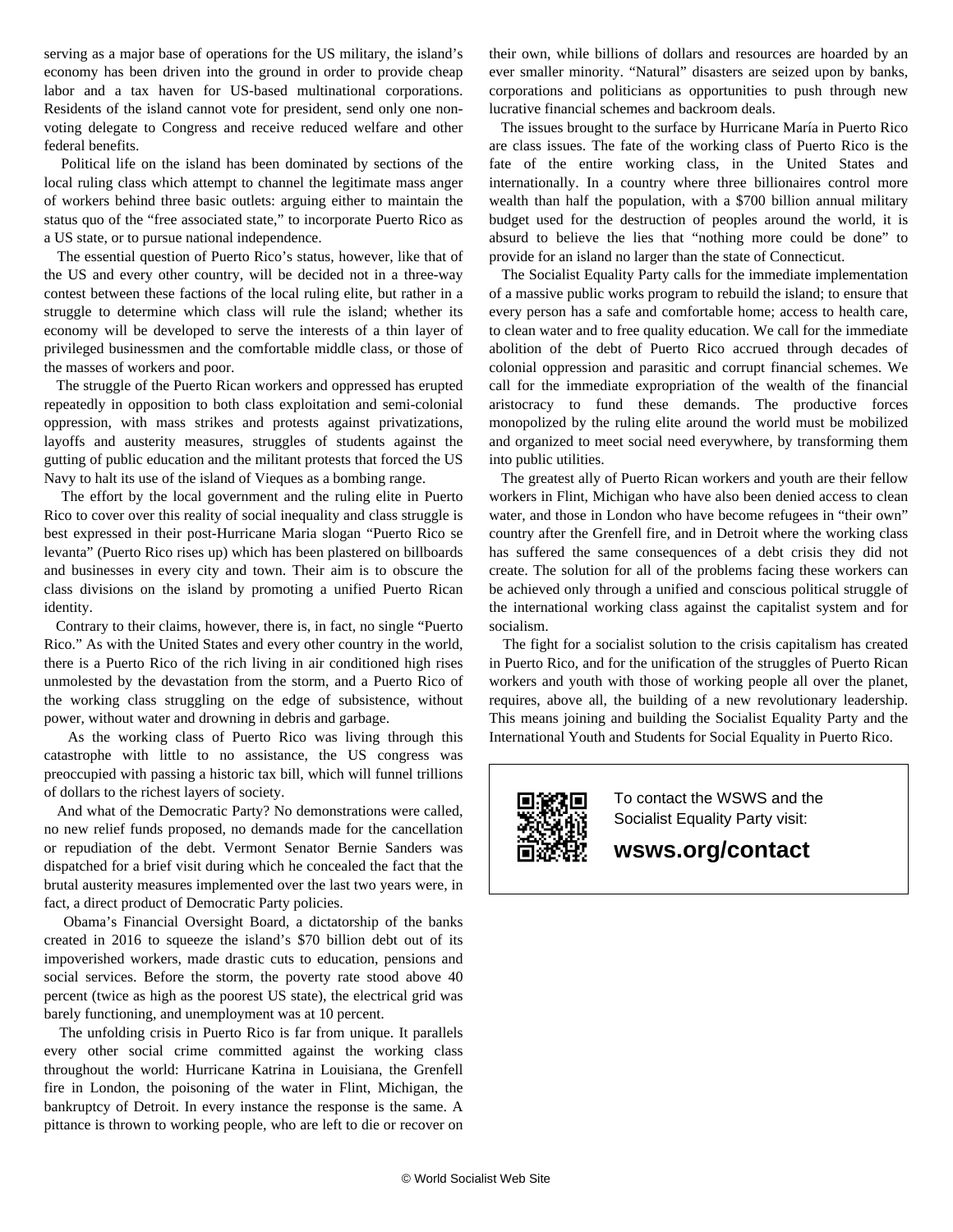serving as a major base of operations for the US military, the island's economy has been driven into the ground in order to provide cheap labor and a tax haven for US-based multinational corporations. Residents of the island cannot vote for president, send only one non-voting delegate to Congress and receive reduced welfare and other federal benefits.

Political life on the island has been dominated by sections of the local ruling class which attempt to channel the legitimate mass anger of workers behind three basic outlets: arguing either to maintain the status quo of the "free associated state," to incorporate Puerto Rico as a US state, or to pursue national independence.

The essential question of Puerto Rico's status, however, like that of the US and every other country, will be decided not in a three-way contest between these factions of the local ruling elite, but rather in a struggle to determine which class will rule the island; whether its economy will be developed to serve the interests of a thin layer of privileged businessmen and the comfortable middle class, or those of the masses of workers and poor.

The struggle of the Puerto Rican workers and oppressed has erupted repeatedly in opposition to both class exploitation and semi-colonial oppression, with mass strikes and protests against privatizations, layoffs and austerity measures, struggles of students against the gutting of public education and the militant protests that forced the US Navy to halt its use of the island of Vieques as a bombing range.

The effort by the local government and the ruling elite in Puerto Rico to cover over this reality of social inequality and class struggle is best expressed in their post-Hurricane Maria slogan "Puerto Rico se levanta" (Puerto Rico rises up) which has been plastered on billboards and businesses in every city and town. Their aim is to obscure the class divisions on the island by promoting a unified Puerto Rican identity.

Contrary to their claims, however, there is, in fact, no single "Puerto Rico." As with the United States and every other country in the world, there is a Puerto Rico of the rich living in air conditioned high rises unmolested by the devastation from the storm, and a Puerto Rico of the working class struggling on the edge of subsistence, without power, without water and drowning in debris and garbage.

As the working class of Puerto Rico was living through this catastrophe with little to no assistance, the US congress was preoccupied with passing a historic tax bill, which will funnel trillions of dollars to the richest layers of society.

And what of the Democratic Party? No demonstrations were called, no new relief funds proposed, no demands made for the cancellation or repudiation of the debt. Vermont Senator Bernie Sanders was dispatched for a brief visit during which he concealed the fact that the brutal austerity measures implemented over the last two years were, in fact, a direct product of Democratic Party policies.

Obama's Financial Oversight Board, a dictatorship of the banks created in 2016 to squeeze the island's $70 billion debt out of its impoverished workers, made drastic cuts to education, pensions and social services. Before the storm, the poverty rate stood above 40 percent (twice as high as the poorest US state), the electrical grid was barely functioning, and unemployment was at 10 percent.

The unfolding crisis in Puerto Rico is far from unique. It parallels every other social crime committed against the working class throughout the world: Hurricane Katrina in Louisiana, the Grenfell fire in London, the poisoning of the water in Flint, Michigan, the bankruptcy of Detroit. In every instance the response is the same. A pittance is thrown to working people, who are left to die or recover on their own, while billions of dollars and resources are hoarded by an ever smaller minority. "Natural" disasters are seized upon by banks, corporations and politicians as opportunities to push through new lucrative financial schemes and backroom deals.

The issues brought to the surface by Hurricane María in Puerto Rico are class issues. The fate of the working class of Puerto Rico is the fate of the entire working class, in the United States and internationally. In a country where three billionaires control more wealth than half the population, with a $700 billion annual military budget used for the destruction of peoples around the world, it is absurd to believe the lies that "nothing more could be done" to provide for an island no larger than the state of Connecticut.

The Socialist Equality Party calls for the immediate implementation of a massive public works program to rebuild the island; to ensure that every person has a safe and comfortable home; access to health care, to clean water and to free quality education. We call for the immediate abolition of the debt of Puerto Rico accrued through decades of colonial oppression and parasitic and corrupt financial schemes. We call for the immediate expropriation of the wealth of the financial aristocracy to fund these demands. The productive forces monopolized by the ruling elite around the world must be mobilized and organized to meet social need everywhere, by transforming them into public utilities.

The greatest ally of Puerto Rican workers and youth are their fellow workers in Flint, Michigan who have also been denied access to clean water, and those in London who have become refugees in "their own" country after the Grenfell fire, and in Detroit where the working class has suffered the same consequences of a debt crisis they did not create. The solution for all of the problems facing these workers can be achieved only through a unified and conscious political struggle of the international working class against the capitalist system and for socialism.

The fight for a socialist solution to the crisis capitalism has created in Puerto Rico, and for the unification of the struggles of Puerto Rican workers and youth with those of working people all over the planet, requires, above all, the building of a new revolutionary leadership. This means joining and building the Socialist Equality Party and the International Youth and Students for Social Equality in Puerto Rico.

To contact the WSWS and the Socialist Equality Party visit:

**wsws.org/contact**

© World Socialist Web Site